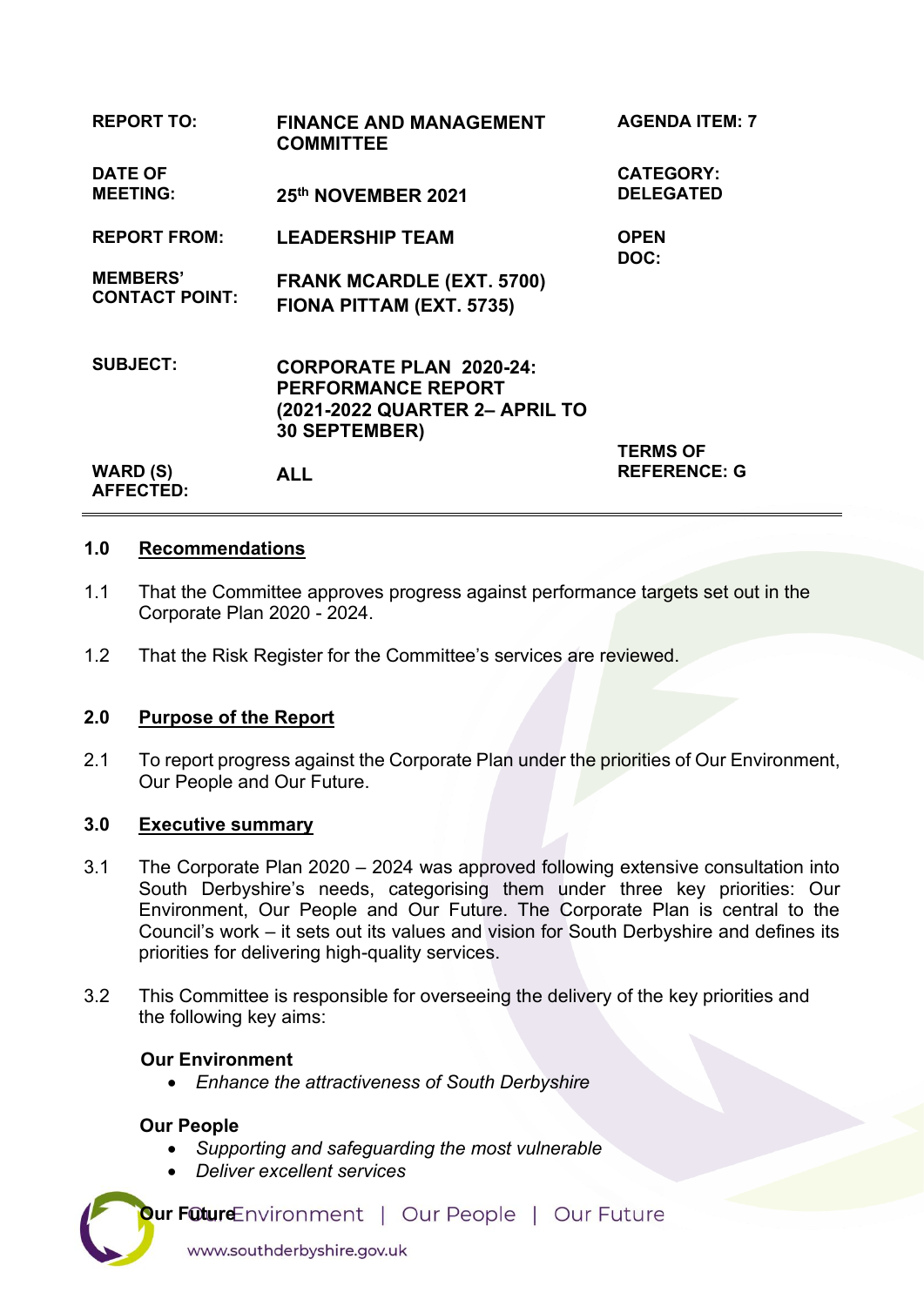| | | |
|---|---|---|
| **REPORT TO:** | **FINANCE AND MANAGEMENT COMMITTEE** | **AGENDA ITEM: 7** |
| **DATE OF MEETING:** | **25th NOVEMBER 2021** | **CATEGORY: DELEGATED** |
| **REPORT FROM:** | **LEADERSHIP TEAM** | **OPEN DOC:** |
| **MEMBERS' CONTACT POINT:** | **FRANK MCARDLE (EXT. 5700)**<br>**FIONA PITTAM (EXT. 5735)** | |
| **SUBJECT:** | **CORPORATE PLAN 2020-24: PERFORMANCE REPORT (2021-2022 QUARTER 2– APRIL TO 30 SEPTEMBER)** | |
| **WARD (S) AFFECTED:** | **ALL** | **TERMS OF REFERENCE: G** |

## 1.0 Recommendations

1.1 That the Committee approves progress against performance targets set out in the Corporate Plan 2020 - 2024.

1.2 That the Risk Register for the Committee's services are reviewed.

## 2.0 Purpose of the Report

2.1 To report progress against the Corporate Plan under the priorities of Our Environment, Our People and Our Future.

## 3.0 Executive summary

3.1 The Corporate Plan 2020 – 2024 was approved following extensive consultation into South Derbyshire's needs, categorising them under three key priorities: Our Environment, Our People and Our Future. The Corporate Plan is central to the Council's work – it sets out its values and vision for South Derbyshire and defines its priorities for delivering high-quality services.

3.2 This Committee is responsible for overseeing the delivery of the key priorities and the following key aims:

**Our Environment**
- *Enhance the attractiveness of South Derbyshire*

**Our People**
- *Supporting and safeguarding the most vulnerable*
- *Deliver excellent services*

**Our Future**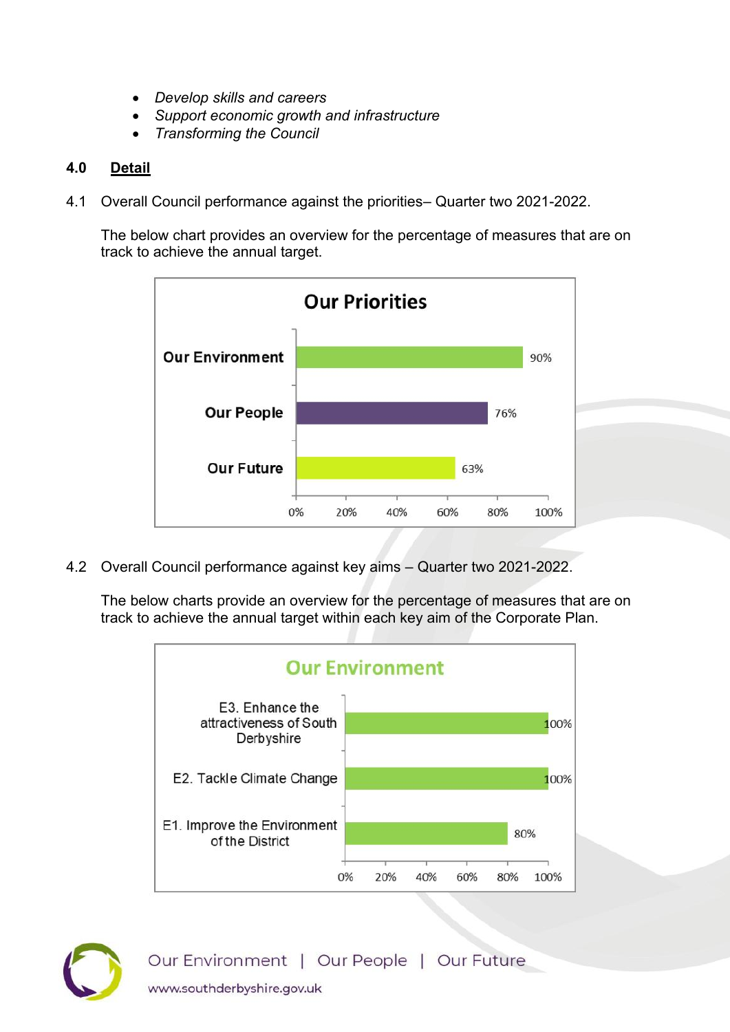- *Develop skills and careers*
- *Support economic growth and infrastructure*
- *Transforming the Council*

## 4.0 Detail

4.1 Overall Council performance against the priorities– Quarter two 2021-2022.

The below chart provides an overview for the percentage of measures that are on track to achieve the annual target.

**Our Priorities**

| Priority | % on track |
|---|---|
| Our Environment | 90% |
| Our People | 76% |
| Our Future | 63% |

4.2 Overall Council performance against key aims – Quarter two 2021-2022.

The below charts provide an overview for the percentage of measures that are on track to achieve the annual target within each key aim of the Corporate Plan.

**Our Environment**

| Key aim | % on track |
|---|---|
| E3. Enhance the attractiveness of South Derbyshire | 100% |
| E2. Tackle Climate Change | 100% |
| E1. Improve the Environment of the District | 80% |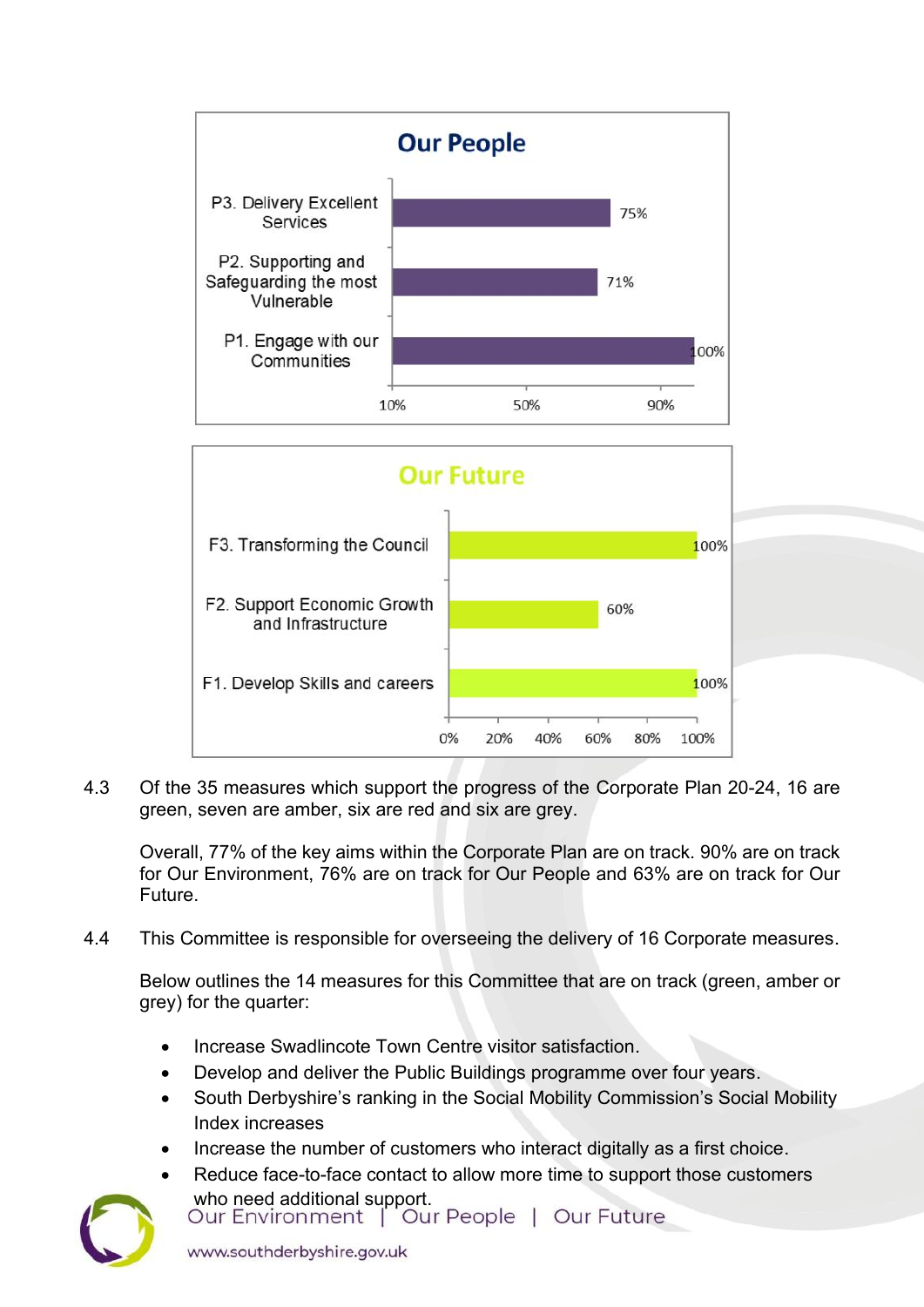## Our People

| Measure | Percentage |
| --- | --- |
| P3. Delivery Excellent Services | 75% |
| P2. Supporting and Safeguarding the most Vulnerable | 71% |
| P1. Engage with our Communities | 100% |

## Our Future

| Measure | Percentage |
| --- | --- |
| F3. Transforming the Council | 100% |
| F2. Support Economic Growth and Infrastructure | 60% |
| F1. Develop Skills and careers | 100% |

4.3 Of the 35 measures which support the progress of the Corporate Plan 20-24, 16 are green, seven are amber, six are red and six are grey.

Overall, 77% of the key aims within the Corporate Plan are on track. 90% are on track for Our Environment, 76% are on track for Our People and 63% are on track for Our Future.

4.4 This Committee is responsible for overseeing the delivery of 16 Corporate measures.

Below outlines the 14 measures for this Committee that are on track (green, amber or grey) for the quarter:

- Increase Swadlincote Town Centre visitor satisfaction.
- Develop and deliver the Public Buildings programme over four years.
- South Derbyshire's ranking in the Social Mobility Commission's Social Mobility Index increases
- Increase the number of customers who interact digitally as a first choice.
- Reduce face-to-face contact to allow more time to support those customers who need additional support.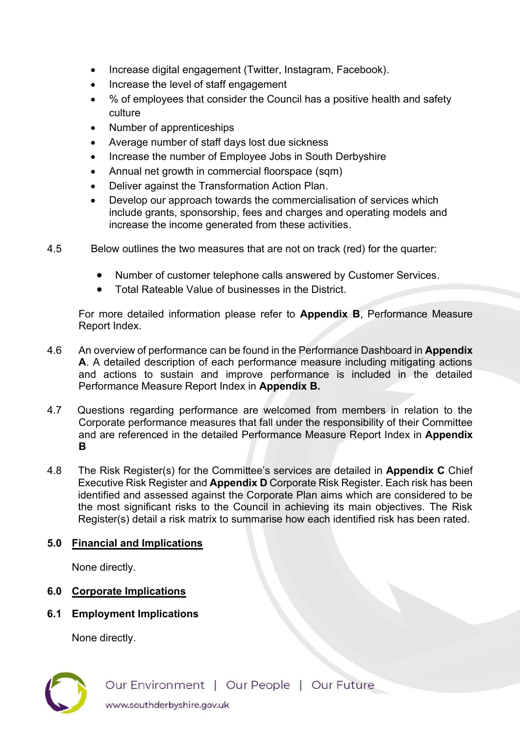- Increase digital engagement (Twitter, Instagram, Facebook).
- Increase the level of staff engagement
- % of employees that consider the Council has a positive health and safety culture
- Number of apprenticeships
- Average number of staff days lost due sickness
- Increase the number of Employee Jobs in South Derbyshire
- Annual net growth in commercial floorspace (sqm)
- Deliver against the Transformation Action Plan.
- Develop our approach towards the commercialisation of services which include grants, sponsorship, fees and charges and operating models and increase the income generated from these activities.

4.5 Below outlines the two measures that are not on track (red) for the quarter:

- Number of customer telephone calls answered by Customer Services.
- Total Rateable Value of businesses in the District.

For more detailed information please refer to **Appendix B**, Performance Measure Report Index.

4.6 An overview of performance can be found in the Performance Dashboard in **Appendix A**. A detailed description of each performance measure including mitigating actions and actions to sustain and improve performance is included in the detailed Performance Measure Report Index in **Appendix B.**

4.7 Questions regarding performance are welcomed from members in relation to the Corporate performance measures that fall under the responsibility of their Committee and are referenced in the detailed Performance Measure Report Index in **Appendix B**

4.8 The Risk Register(s) for the Committee's services are detailed in **Appendix C** Chief Executive Risk Register and **Appendix D** Corporate Risk Register. Each risk has been identified and assessed against the Corporate Plan aims which are considered to be the most significant risks to the Council in achieving its main objectives. The Risk Register(s) detail a risk matrix to summarise how each identified risk has been rated.

## 5.0 Financial and Implications

None directly.

## 6.0 Corporate Implications

### 6.1 Employment Implications

None directly.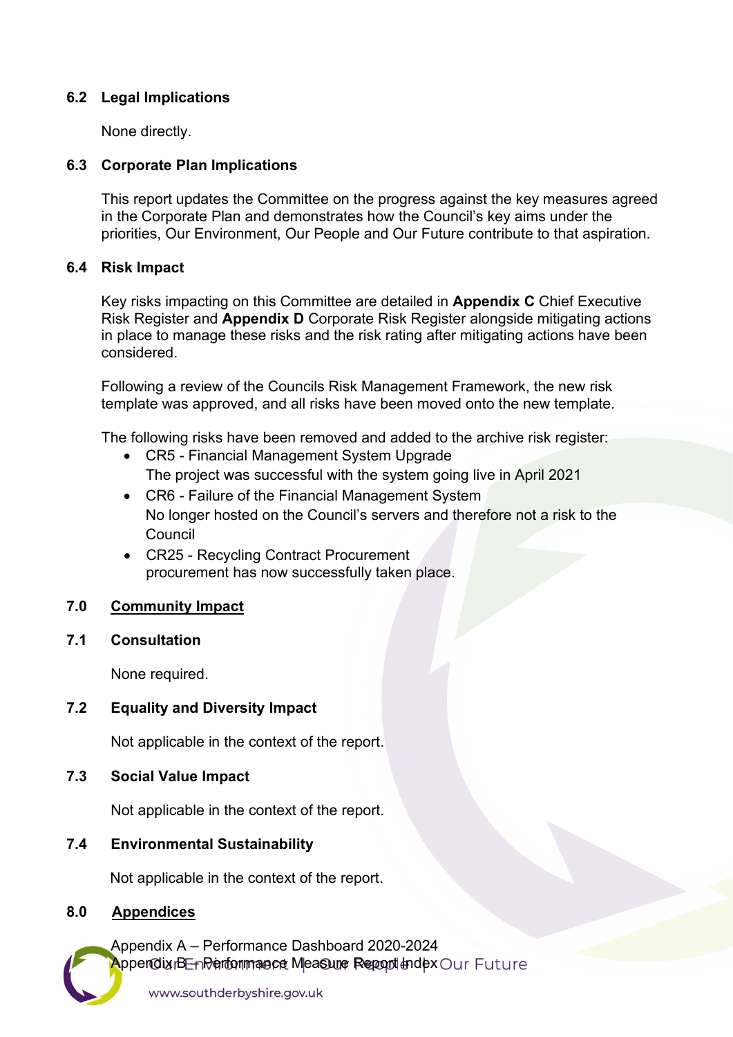### 6.2 Legal Implications

None directly.

### 6.3 Corporate Plan Implications

This report updates the Committee on the progress against the key measures agreed in the Corporate Plan and demonstrates how the Council's key aims under the priorities, Our Environment, Our People and Our Future contribute to that aspiration.

### 6.4 Risk Impact

Key risks impacting on this Committee are detailed in **Appendix C** Chief Executive Risk Register and **Appendix D** Corporate Risk Register alongside mitigating actions in place to manage these risks and the risk rating after mitigating actions have been considered.

Following a review of the Councils Risk Management Framework, the new risk template was approved, and all risks have been moved onto the new template.

The following risks have been removed and added to the archive risk register:

- CR5 - Financial Management System Upgrade
  The project was successful with the system going live in April 2021
- CR6 - Failure of the Financial Management System
  No longer hosted on the Council's servers and therefore not a risk to the Council
- CR25 - Recycling Contract Procurement
  procurement has now successfully taken place.

## 7.0 Community Impact

### 7.1 Consultation

None required.

### 7.2 Equality and Diversity Impact

Not applicable in the context of the report.

### 7.3 Social Value Impact

Not applicable in the context of the report.

### 7.4 Environmental Sustainability

Not applicable in the context of the report.

## 8.0 Appendices

Appendix A – Performance Dashboard 2020-2024
Appendix B – Performance Measure Report Index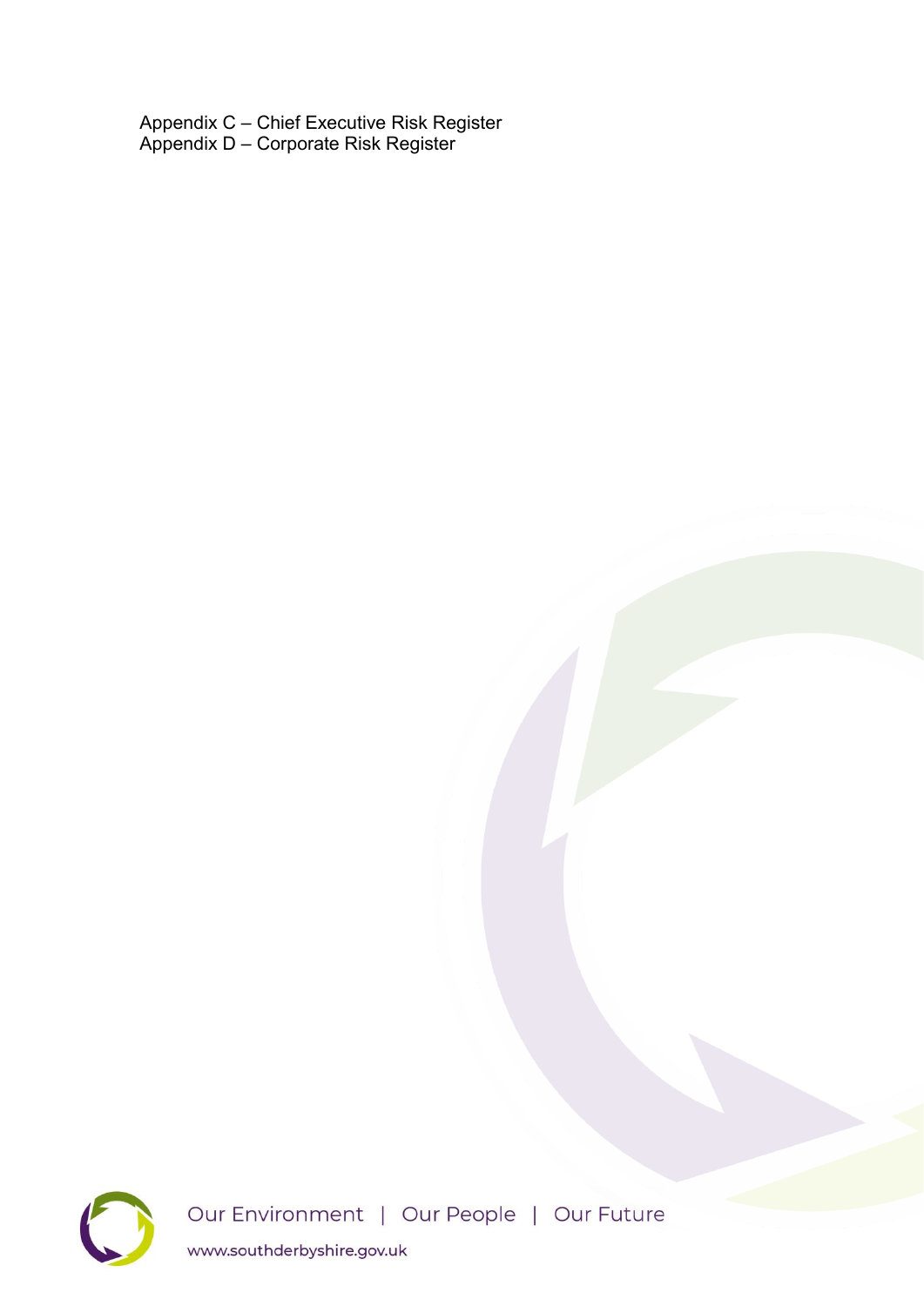Appendix C – Chief Executive Risk Register
Appendix D – Corporate Risk Register